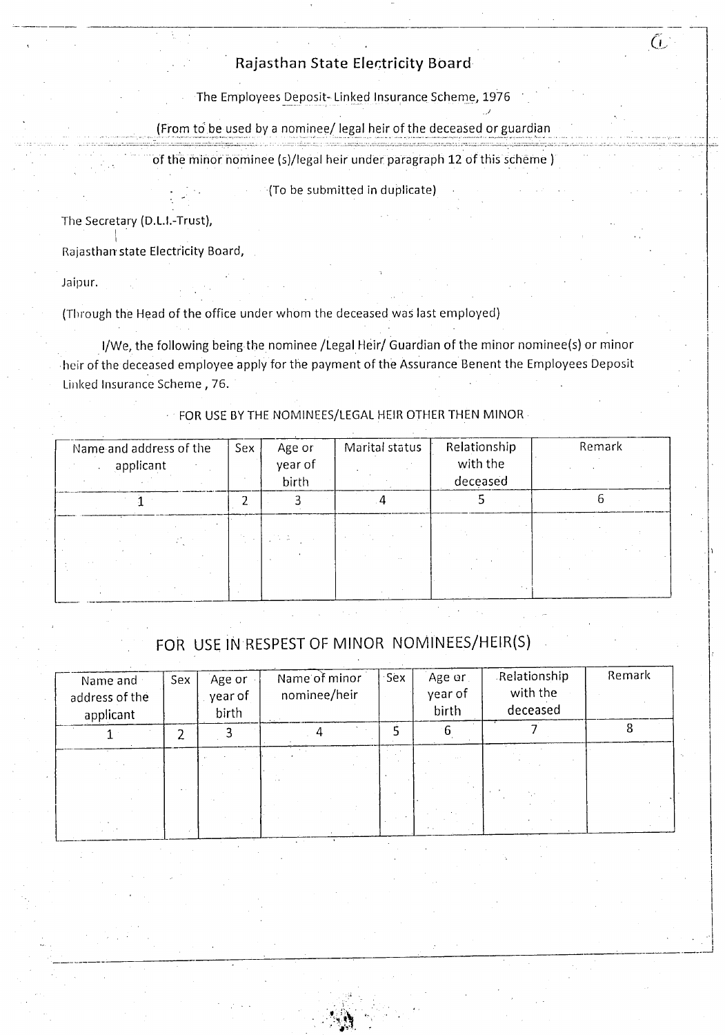## Rajasthan State Electricity Board

The Employees Deposit- Linked Insurance Scheme, 1976

(From to be used by a nominee/ legal heir of the deceased or guardian of the minor nominee (s)/legal heir under paragraph 12 of this scheme )

(To be submitted in duplicate)

The Secretary (D.L.I.-Trust),

Rajasthan state Electricity Board,

Jaipur.

(Through the Head of the office under whom the deceased was last employed)

I/We, the following being the nominee /Legal Heir/ Guardian of the minor nominee(s) or minor heir of the deceased employee apply for the payment of the Assurance Benent the Employees Deposit Linked Insurance Scheme , 76.

FOR USE BY THE NOMINEES/LEGAL HEIR OTHER THEN MINOR

| Name and address of the applicant | Sex | Age or year of birth | Marital status | Relationship with the deceased | Remark |
|---|---|---|---|---|---|
| 1 | 2 | 3 | 4 | 5 | 6 |
| | | | | | |

## FOR USE IN RESPEST OF MINOR NOMINEES/HEIR(S)

| Name and address of the applicant | Sex | Age or year of birth | Name of minor nominee/heir | Sex | Age or year of birth | Relationship with the deceased | Remark |
|---|---|---|---|---|---|---|---|
| 1 | 2 | 3 | 4 | 5 | 6 | 7 | 8 |
| | | | | | | | |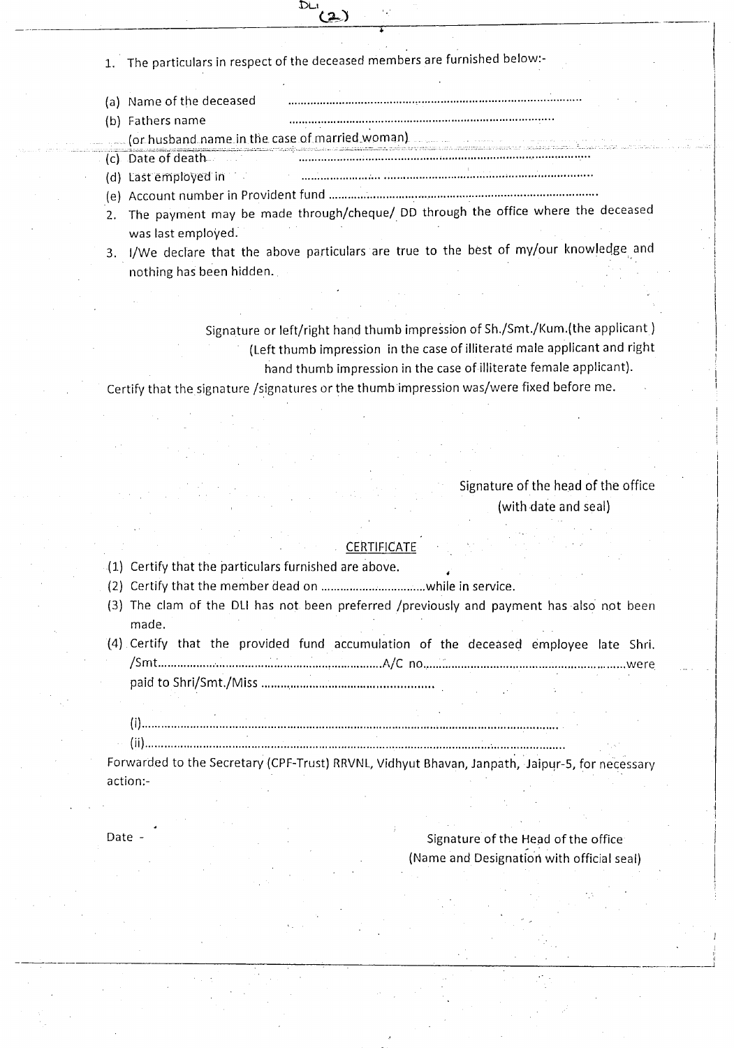DLI (2)

1. The particulars in respect of the deceased members are furnished below:-

(a) Name of the deceased ..........................................................................................

(b) Fathers name ..........................................................................................
(or husband name in the case of married woman)

(c) Date of death ..........................................................................................

(d) Last employed in ..........................................................................................

(e) Account number in Provident fund ..........................................................................................

2. The payment may be made through/cheque/ DD through the office where the deceased was last employed.

3. I/We declare that the above particulars are true to the best of my/our knowledge and nothing has been hidden.

Signature or left/right hand thumb impression of Sh./Smt./Kum.(the applicant )
(Left thumb impression in the case of illiterate male applicant and right hand thumb impression in the case of illiterate female applicant).

Certify that the signature /signatures or the thumb impression was/were fixed before me.

Signature of the head of the office
(with date and seal)

## CERTIFICATE

(1) Certify that the particulars furnished are above.

(2) Certify that the member dead on ..................................while in service.

(3) The clam of the DLI has not been preferred /previously and payment has also not been made.

(4) Certify that the provided fund accumulation of the deceased employee late Shri. /Smt......................................................................A/C no..............................................................were paid to Shri/Smt./Miss .......................................................

(i)...................................................................................................................................

(ii)..................................................................................................................................

Forwarded to the Secretary (CPF-Trust) RRVNL, Vidhyut Bhavan, Janpath, Jaipur-5, for necessary action:-

Date -

Signature of the Head of the office
(Name and Designation with official seal)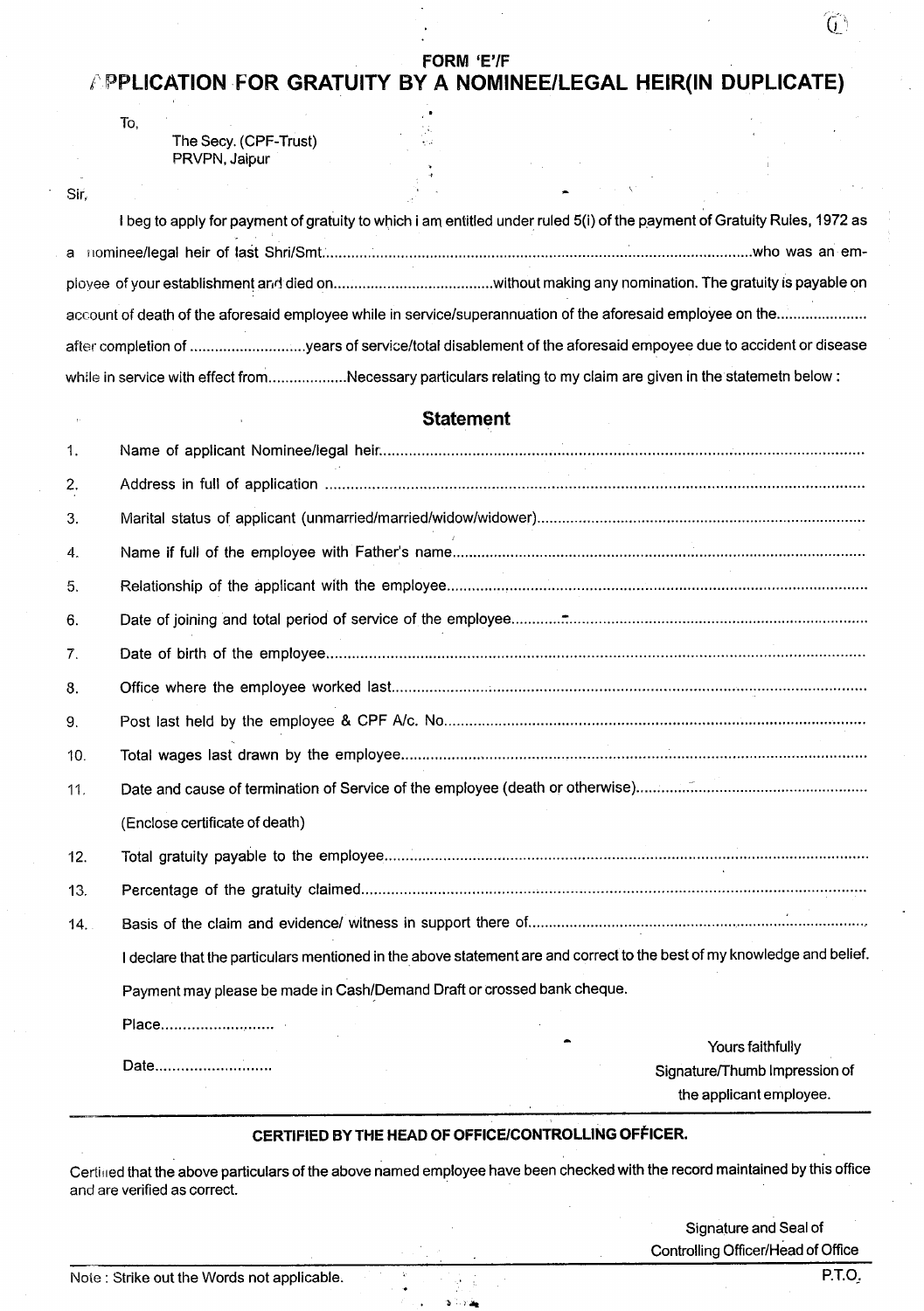# FORM 'E'/F

## APPLICATION FOR GRATUITY BY A NOMINEE/LEGAL HEIR(IN DUPLICATE)

To,

The Secy. (CPF-Trust)
PRVPN, Jaipur

Sir,

I beg to apply for payment of gratuity to which i am entitled under ruled 5(i) of the payment of Gratuity Rules, 1972 as a nominee/legal heir of last Shri/Smt.........................................................................................................who was an employee of your establishment and died on......................................without making any nomination. The gratuity is payable on account of death of the aforesaid employee while in service/superannuation of the aforesaid employee on the...................... after completion of ............................years of service/total disablement of the aforesaid empoyee due to accident or disease while in service with effect from...................Necessary particulars relating to my claim are given in the statemetn below :

### Statement

1. Name of applicant Nominee/legal heir...............................................................................................................
2. Address in full of application ...........................................................................................................................
3. Marital status of applicant (unmarried/married/widow/widower).........................................................................
4. Name if full of the employee with Father's name.................................................................................................
5. Relationship of the applicant with the employee..................................................................................................
6. Date of joining and total period of service of the employee..................................................................................
7. Date of birth of the employee.............................................................................................................................
8. Office where the employee worked last..............................................................................................................
9. Post last held by the employee & CPF A/c. No....................................................................................................
10. Total wages last drawn by the employee...........................................................................................................
11. Date and cause of termination of Service of the employee (death or otherwise)..................................................

    (Enclose certificate of death)
12. Total gratuity payable to the employee...............................................................................................................
13. Percentage of the gratuity claimed.....................................................................................................................
14. Basis of the claim and evidence/ witness in support there of................................................................................

I declare that the particulars mentioned in the above statement are and correct to the best of my knowledge and belief.

Payment may please be made in Cash/Demand Draft or crossed bank cheque.

Place..........................

Date...........................

Yours faithfully
Signature/Thumb Impression of
the applicant employee.

---

### CERTIFIED BY THE HEAD OF OFFICE/CONTROLLING OFFICER.

Certified that the above particulars of the above named employee have been checked with the record maintained by this office and are verified as correct.

Signature and Seal of
Controlling Officer/Head of Office

---

Note : Strike out the Words not applicable.

P.T.O.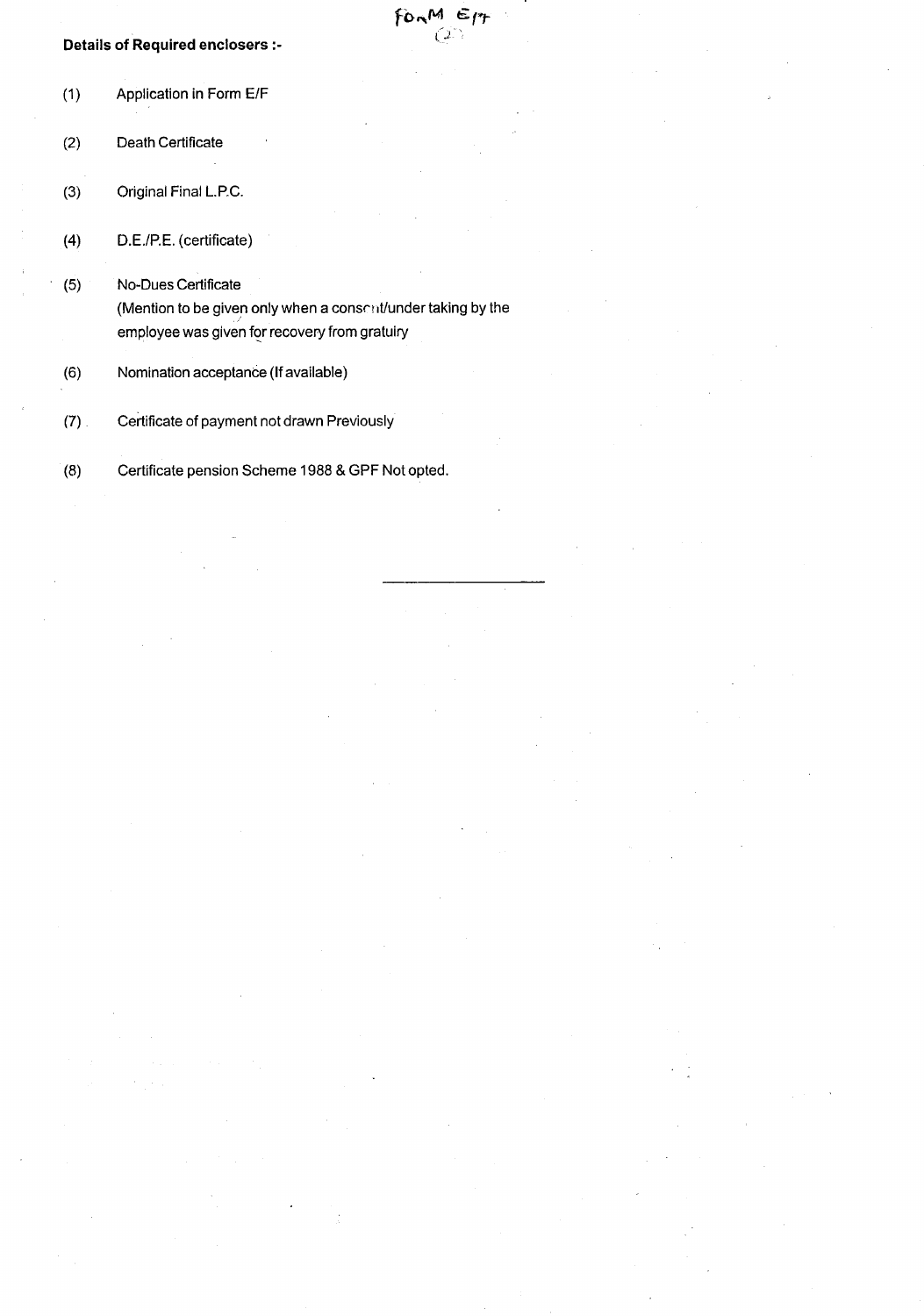FORM E/F

(2)

**Details of Required enclosers :-**

(1) Application in Form E/F

(2) Death Certificate

(3) Original Final L.P.C.

(4) D.E./P.E. (certificate)

(5) No-Dues Certificate
(Mention to be given only when a consent/under taking by the employee was given for recovery from gratuiry

(6) Nomination acceptance (If available)

(7) Certificate of payment not drawn Previously

(8) Certificate pension Scheme 1988 & GPF Not opted.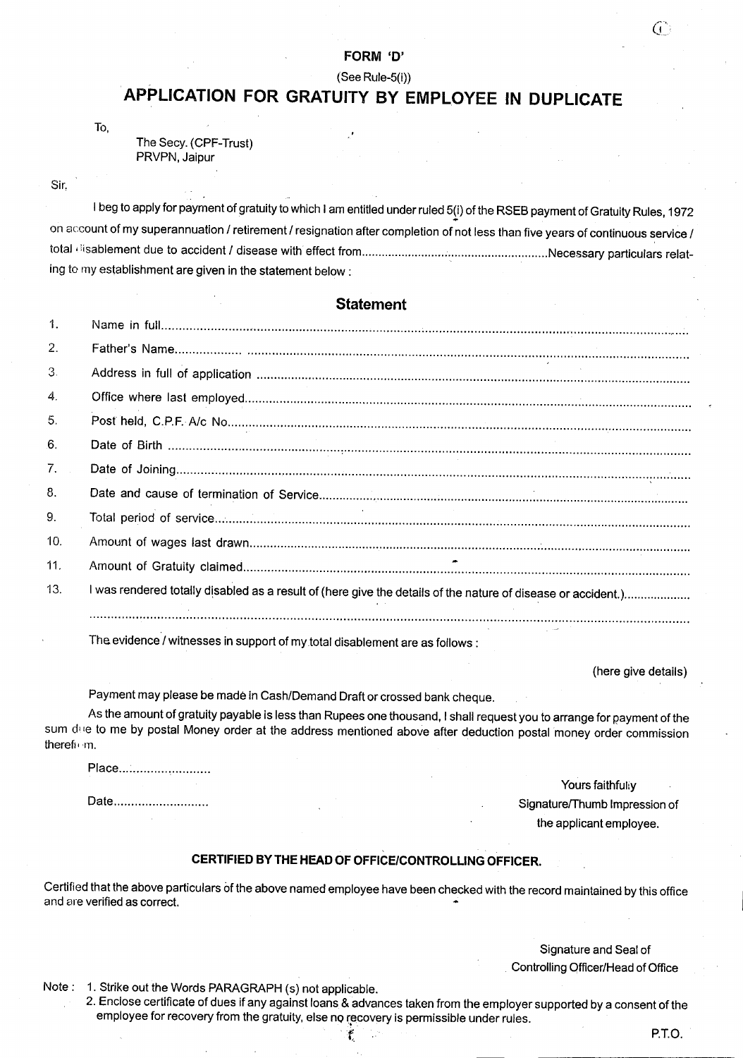**FORM 'D'**

(See Rule-5(i))

# APPLICATION FOR GRATUITY BY EMPLOYEE IN DUPLICATE

To,

The Secy. (CPF-Trust)
PRVPN, Jaipur

Sir,

I beg to apply for payment of gratuity to which I am entitled under ruled 5(i) of the RSEB payment of Gratuity Rules, 1972 on account of my superannuation / retirement / resignation after completion of not less than five years of continuous service / total disablement due to accident / disease with effect from.......................................................Necessary particulars relating to my establishment are given in the statement below :

## Statement

1. Name in full.......................................................................................................................................
2. Father's Name...................................................................................................................................
3. Address in full of application ..........................................................................................................
4. Office where last employed..............................................................................................................
5. Post held, C.P.F. A/c No...................................................................................................................
6. Date of Birth ....................................................................................................................................
7. Date of Joining.................................................................................................................................
8. Date and cause of termination of Service.........................................................................................
9. Total period of service.......................................................................................................................
10. Amount of wages last drawn.............................................................................................................
11. Amount of Gratuity claimed..............................................................................................................

13. I was rendered totally disabled as a result of (here give the details of the nature of disease or accident.)...................
.......................................................................................................................................................

The evidence / witnesses in support of my total disablement are as follows :

(here give details)

Payment may please be made in Cash/Demand Draft or crossed bank cheque.

As the amount of gratuity payable is less than Rupees one thousand, I shall request you to arrange for payment of the sum due to me by postal Money order at the address mentioned above after deduction postal money order commission therefrom.

Place.........................

Date...........................

Yours faithfully
Signature/Thumb Impression of
the applicant employee.

**CERTIFIED BY THE HEAD OF OFFICE/CONTROLLING OFFICER.**

Certified that the above particulars of the above named employee have been checked with the record maintained by this office and are verified as correct.

Signature and Seal of
Controlling Officer/Head of Office

Note :
1. Strike out the Words PARAGRAPH (s) not applicable.
2. Enclose certificate of dues if any against loans & advances taken from the employer supported by a consent of the employee for recovery from the gratuity, else no recovery is permissible under rules.

P.T.O.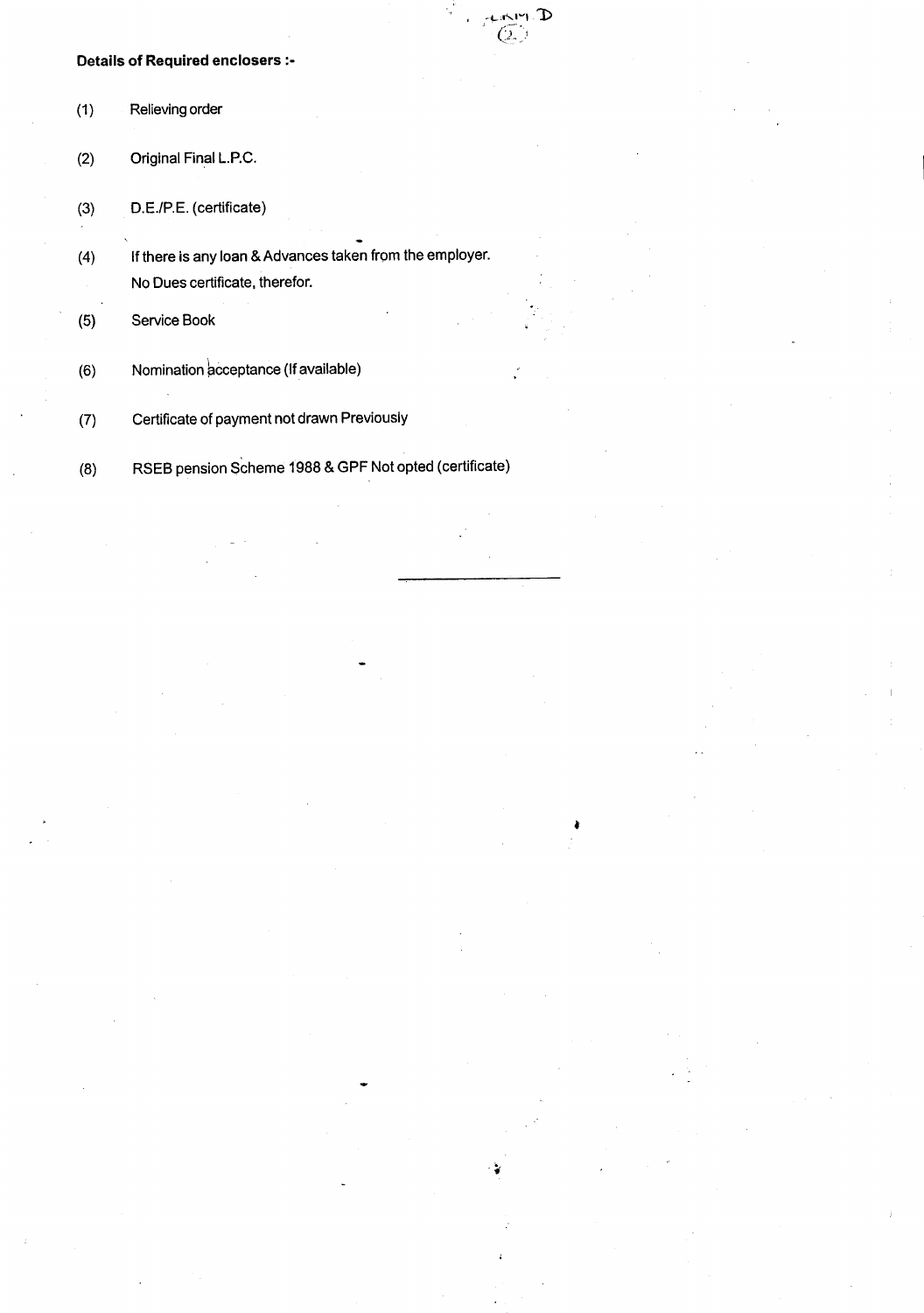**Details of Required enclosers :-**

(1) Relieving order

(2) Original Final L.P.C.

(3) D.E./P.E. (certificate)

(4) If there is any loan & Advances taken from the employer. No Dues certificate, therefor.

(5) Service Book

(6) Nomination acceptance (If available)

(7) Certificate of payment not drawn Previously

(8) RSEB pension Scheme 1988 & GPF Not opted (certificate)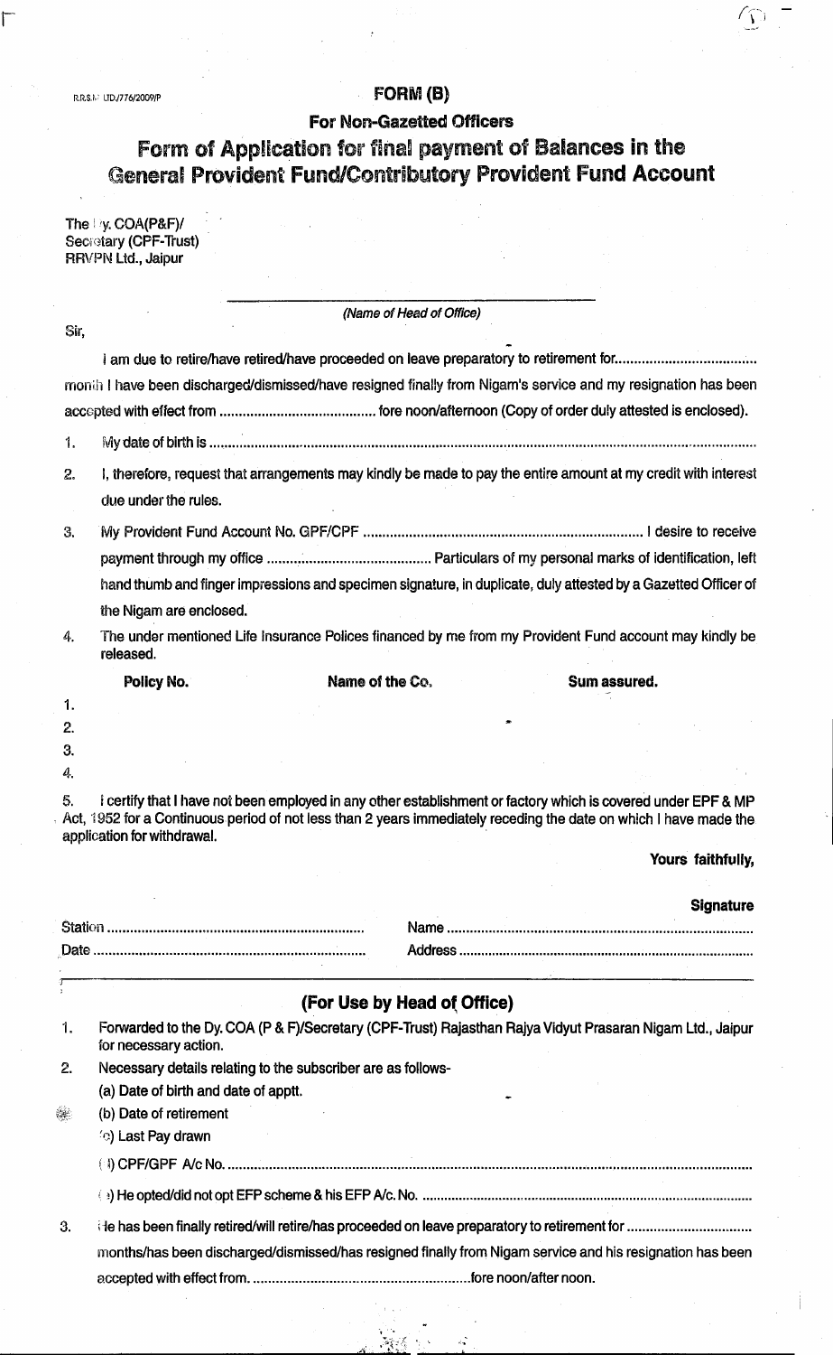R.R.S.M. LTD./776/2009/P

## FORM (B)

### For Non-Gazetted Officers

# Form of Application for final payment of Balances in the General Provident Fund/Contributory Provident Fund Account

The Dy. COA(P&F)/
Secretary (CPF-Trust)
RRVPN Ltd., Jaipur

_______________________________________

*(Name of Head of Office)*

Sir,

I am due to retire/have retired/have proceeded on leave preparatory to retirement for.................................... month I have been discharged/dismissed/have resigned finally from Nigam's service and my resignation has been accepted with effect from ........................................ fore noon/afternoon (Copy of order duly attested is enclosed).

1. My date of birth is ..............................................................................................................................................

2. I, therefore, request that arrangements may kindly be made to pay the entire amount at my credit with interest due under the rules.

3. My Provident Fund Account No. GPF/CPF ........................................................................ I desire to receive payment through my office .......................................... Particulars of my personal marks of identification, left hand thumb and finger impressions and specimen signature, in duplicate, duly attested by a Gazetted Officer of the Nigam are enclosed.

4. The under mentioned Life Insurance Polices financed by me from my Provident Fund account may kindly be released.

| | Policy No. | Name of the Co. | Sum assured. |
|---|---|---|---|
| 1. | | | |
| 2. | | | |
| 3. | | | |
| 4. | | | |

5. I certify that I have not been employed in any other establishment or factory which is covered under EPF & MP Act, 1952 for a Continuous period of not less than 2 years immediately receding the date on which I have made the application for withdrawal.

**Yours faithfully,**

**Signature**

Station ................................................................... Name ................................................................................

Date ....................................................................... Address ..............................................................................

---

### (For Use by Head of Office)

1. Forwarded to the Dy. COA (P & F)/Secretary (CPF-Trust) Rajasthan Rajya Vidyut Prasaran Nigam Ltd., Jaipur for necessary action.

2. Necessary details relating to the subscriber are as follows-

   (a) Date of birth and date of appt.

   (b) Date of retirement

   (c) Last Pay drawn

   (d) CPF/GPF A/c No. ......................................................................................................................................

   (e) He opted/did not opt EFP scheme & his EFP A/c. No. .......................................................................................

3. He has been finally retired/will retire/has proceeded on leave preparatory to retirement for ................................ months/has been discharged/dismissed/has resigned finally from Nigam service and his resignation has been accepted with effect from. .........................................................fore noon/after noon.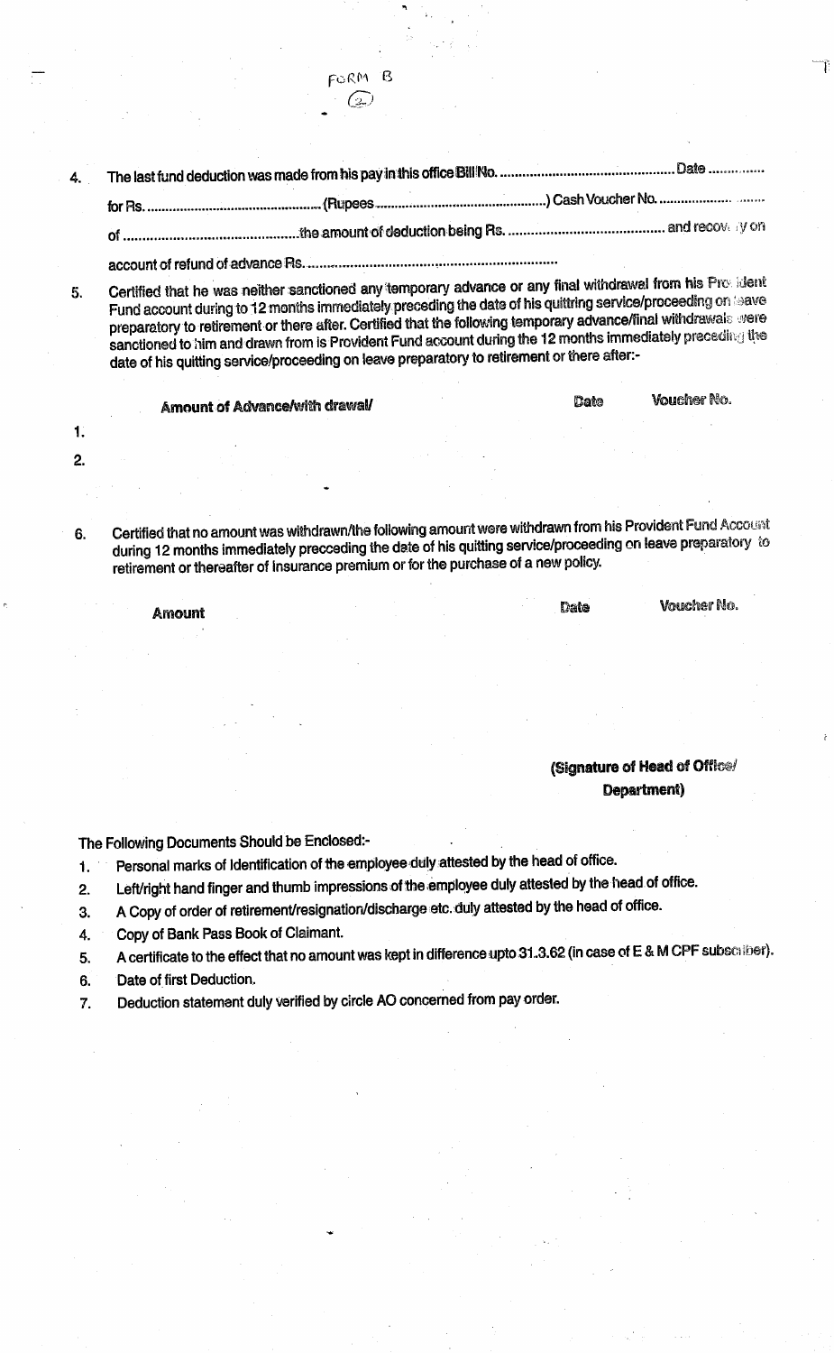FORM B
(2)

4. The last fund deduction was made from his pay in this office Bill No. .............................................. Date ...............
   for Rs. ................................................ (Rupees ............................................) Cash Voucher No. ...................................
   of ............................................ the amount of deduction being Rs. ......................................... and recovery on
   account of refund of advance Rs. ...............................................................

5. Certified that he was neither sanctioned any temporary advance or any final withdrawal from his Provident Fund account during to 12 months immediately preceding the date of his quittring service/proceeding on leave preparatory to retirement or there after. Certified that the following temporary advance/final withdrawals were sanctioned to him and drawn from is Provident Fund account during the 12 months immediately preceding the date of his quitting service/proceeding on leave preparatory to retirement or there after:-

| | Amount of Advance/with drawal/ | Date | Voucher No. |
|---|---|---|---|
| 1. | | | |
| 2. | | | |

6. Certified that no amount was withdrawn/the following amount were withdrawn from his Provident Fund Account during 12 months immediately precceding the date of his quitting service/proceeding on leave preparatory to retirement or thereafter of insurance premium or for the purchase of a new policy.

| Amount | Date | Voucher No. |
|---|---|---|
| | | |

**(Signature of Head of Office/ Department)**

The Following Documents Should be Enclosed:-

1. Personal marks of Identification of the employee duly attested by the head of office.
2. Left/right hand finger and thumb impressions of the employee duly attested by the head of office.
3. A Copy of order of retirement/resignation/discharge etc. duly attested by the head of office.
4. Copy of Bank Pass Book of Claimant.
5. A certificate to the effect that no amount was kept in difference upto 31.3.62 (in case of E & M CPF subscriber).
6. Date of first Deduction.
7. Deduction statement duly verified by circle AO concerned from pay order.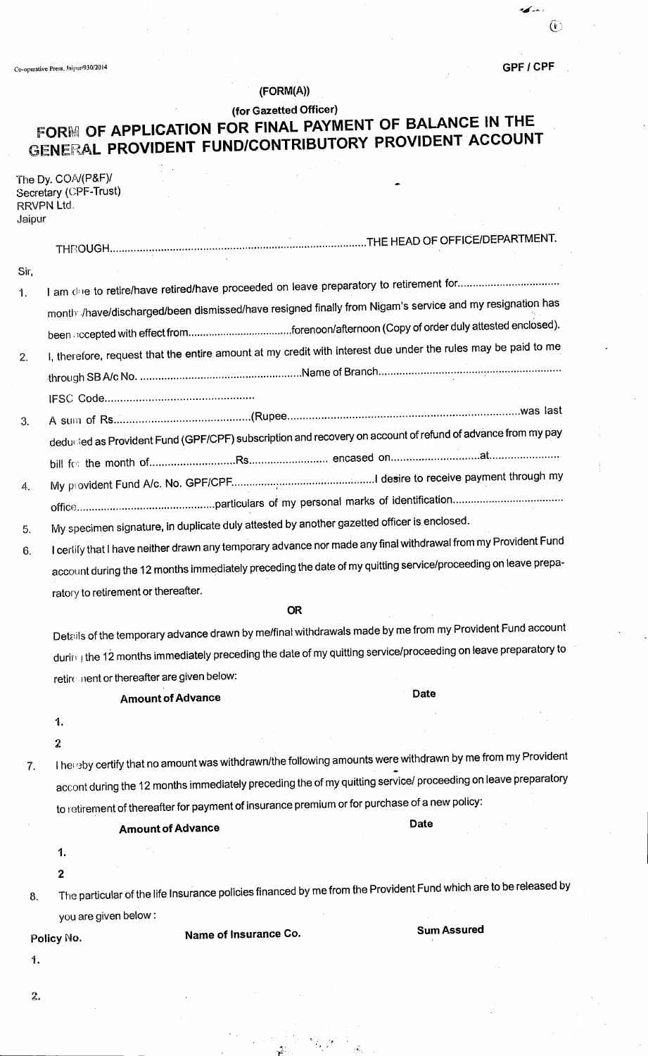Co-operative Press, Jaipur/930/2014

**GPF / CPF**

**(FORM(A))**

**(for Gazetted Officer)**

# FORM OF APPLICATION FOR FINAL PAYMENT OF BALANCE IN THE GENERAL PROVIDENT FUND/CONTRIBUTORY PROVIDENT ACCOUNT

The Dy. COA/(P&F)/
Secretary (CPF-Trust)
RRVPN Ltd.
Jaipur

THROUGH..........................................................................................THE HEAD OF OFFICE/DEPARTMENT.

Sir,

1. I am due to retire/have retired/have proceeded on leave preparatory to retirement for.................................. months/have/discharged/been dismissed/have resigned finally from Nigam's service and my resignation has been accepted with effect from...................................forenoon/afternoon (Copy of order duly attested enclosed).
2. I, therefore, request that the entire amount at my credit with interest due under the rules may be paid to me through SB A/c No. ......................................................Name of Branch............................................................ IFSC Code................................................
3. A sum of Rs............................................(Rupee...........................................................................was last deducted as Provident Fund (GPF/CPF) subscription and recovery on account of refund of advance from my pay bill for the month of............................Rs.......................... encased on.............................at.......................
4. My provident Fund A/c. No. GPF/CPF................................................I desire to receive payment through my office..............................................particulars of my personal marks of identification....................................
5. My specimen signature, in duplicate duly attested by another gazetted officer is enclosed.
6. I certify that I have neither drawn any temporary advance nor made any final withdrawal from my Provident Fund account during the 12 months immediately preceding the date of my quitting service/proceeding on leave preparatory to retirement or thereafter.

**OR**

Details of the temporary advance drawn by me/final withdrawals made by me from my Provident Fund account during the 12 months immediately preceding the date of my quitting service/proceeding on leave preparatory to retirement or thereafter are given below:

| | **Amount of Advance** | **Date** |
|---|---|---|
| 1. | | |
| 2 | | |

7. I hereby certify that no amount was withdrawn/the following amounts were withdrawn by me from my Provident accont during the 12 months immediately preceding the of my quitting service/ proceeding on leave preparatory to retirement of thereafter for payment of insurance premium or for purchase of a new policy:

| | **Amount of Advance** | **Date** |
|---|---|---|
| 1. | | |
| 2 | | |

8. The particular of the life Insurance policies financed by me from the Provident Fund which are to be released by you are given below :

| **Policy No.** | **Name of Insurance Co.** | **Sum Assured** |
|---|---|---|
| 1. | | |
| 2. | | |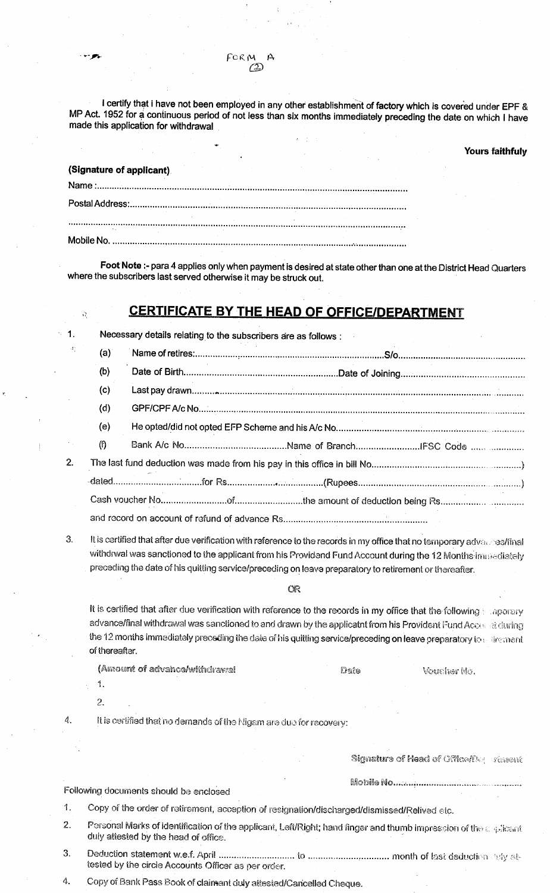FORM A
(2)

I certify that I have not been employed in any other establishment of factory which is covered under EPF & MP Act. 1952 for a continuous period of not less than six months immediately preceding the date on which I have made this application for withdrawal

**Yours faithfuly**

**(Signature of applicant)**

Name :..........................................................................................................................

Postal Address:...........................................................................................................

.....................................................................................................................................

Mobile No. ....................................................................................................................

**Foot Note :-** para 4 applies only when payment is desired at state other than one at the District Head Quarters where the subscribers last served otherwise it may be struck out.

## CERTIFICATE BY THE HEAD OF OFFICE/DEPARTMENT

1. Necessary details relating to the subscribers are as follows :
   - (a) Name of retires:..........................................................................S/o..................................................
   - (b) Date of Birth.............................................................Date of Joining................................................
   - (c) Last pay drawn.................................................................................................................................
   - (d) GPF/CPF A/c No................................................................................................................................
   - (e) He opted/did not opted EFP Scheme and his A/c No...........................................................................
   - (f) Bank A/c No........................................Name of Branch.........................IFSC Code ..........................
2. The last fund deduction was made from his pay in this office in bill No..........................................................)
   dated.................................for Rs....................................(Rupees.......................................................)
   Cash voucher No..........................of..........................the amount of deduction being Rs...............................
   and record on account of refund of advance Rs.........................................................
3. It is certified that after due verification with reference to the records in my office that no temporary advances/final withdrwal was sanctioned to the applicant from his Providend Fund Account during the 12 Months immediately preceding the date of his quitting service/preceding on leave preparatory to retirement or thereafter.

   OR

   It is certified that after due verification with reference to the records in my office that the following temporary advance/final withdrawal was sanctioned to and drawn by the applicatnt from his Provident Fund Account during the 12 months immediately preceding the date of his quitting service/preceding on leave preparatory to retirement of thereafter.

   | (Amount of advance/withdrawal | Date | Voucher No. |
   |---|---|---|
   | 1. | | |
   | 2. | | |

4. It is certified that no demands of the Nigam are due for recovery:

**Signature of Head of Office/Department**

**Mobile No..................................................**

Following documents should be enclosed

1. Copy of the order of retirement, acception of resignation/discharged/dismissed/Relived etc.
2. Personal Marks of identification of the applicant, Left/Right; hand finger and thumb impression of the applicant duly attested by the head of office.
3. Deduction statement w.e.f. April .............................. to ............................... month of last deduction duly attested by the circle Accounts Officer as per order.
4. Copy of Bank Pass Book of claimant duly attested/Cancelled Cheque.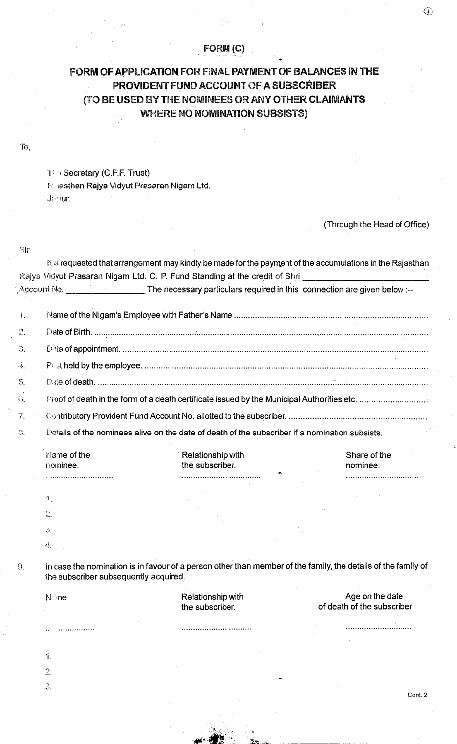# FORM (C)

## FORM OF APPLICATION FOR FINAL PAYMENT OF BALANCES IN THE PROVIDENT FUND ACCOUNT OF A SUBSCRIBER (TO BE USED BY THE NOMINEES OR ANY OTHER CLAIMANTS WHERE NO NOMINATION SUBSISTS)

To,

The Secretary (C.P.F. Trust)
Rajasthan Rajya Vidyut Prasaran Nigam Ltd.
Jaipur.

(Through the Head of Office)

Sir,

It is requested that arrangement may kindly be made for the payment of the accumulations in the Rajasthan Rajya Vidyut Prasaran Nigam Ltd. C. P. Fund Standing at the credit of Shri ______________________ Account No. ______________ The necessary particulars required in this connection are given below :--

1. Name of the Nigam's Employee with Father's Name ..................................................
2. Date of Birth. ..................................................
3. Date of appointment. ..................................................
4. Post held by the employee. ..................................................
5. Date of death. ..................................................
6. Proof of death in the form of a death certificate issued by the Municipal Authorities etc. ..........................
7. Contributory Provident Fund Account No. allotted to the subscriber. ..........................
8. Details of the nominees alive on the date of death of the subscriber if a nomination subsists.

| Name of the nominee. | Relationship with the subscriber. | Share of the nominee. |
|---|---|---|
| .............................. | .............................. | .............................. |
| 1. | | |
| 2. | | |
| 3. | | |
| 4. | | |

9. In case the nomination is in favour of a person other than member of the family, the details of the family of the subscriber subsequently acquired.

| Name | Relationship with the subscriber. | Age on the date of death of the subscriber |
|---|---|---|
| .............................. | .............................. | .............................. |
| 1. | | |
| 2. | | |
| 3. | | |

Cont. 2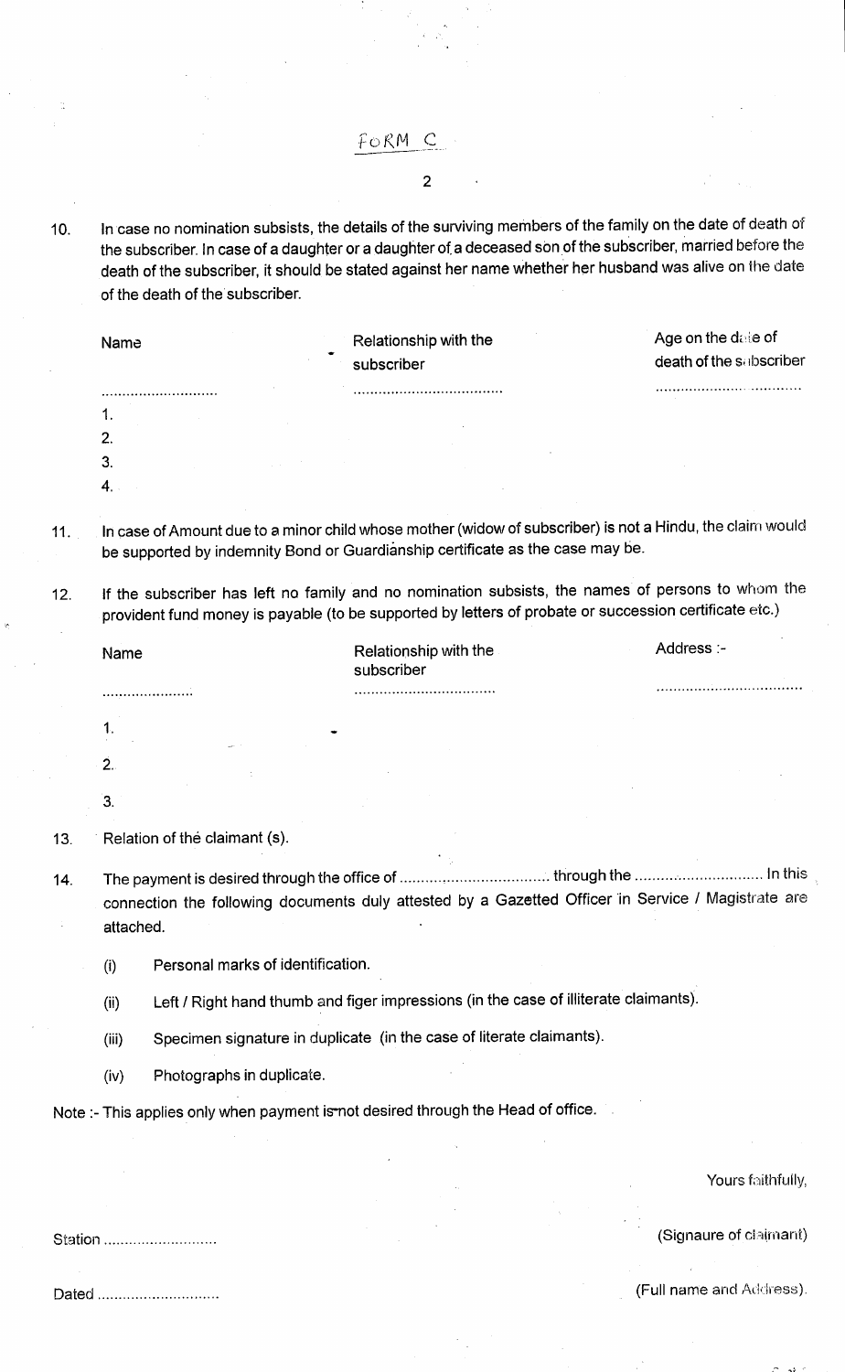FORM C

10. In case no nomination subsists, the details of the surviving members of the family on the date of death of the subscriber. In case of a daughter or a daughter of a deceased son of the subscriber, married before the death of the subscriber, it should be stated against her name whether her husband was alive on the date of the death of the subscriber.

| Name | Relationship with the subscriber | Age on the date of death of the subscriber |
|---|---|---|
| ............................ | .................................... | .................................... |
| 1. | | |
| 2. | | |
| 3. | | |
| 4. | | |

11. In case of Amount due to a minor child whose mother (widow of subscriber) is not a Hindu, the claim would be supported by indemnity Bond or Guardianship certificate as the case may be.

12. If the subscriber has left no family and no nomination subsists, the names of persons to whom the provident fund money is payable (to be supported by letters of probate or succession certificate etc.)

| Name | Relationship with the subscriber | Address :- |
|---|---|---|
| ...................... | .................................. | ................................... |
| 1. | | |
| 2. | | |
| 3. | | |

13. Relation of the claimant (s).

14. The payment is desired through the office of .................................. through the ............................. In this connection the following documents duly attested by a Gazetted Officer in Service / Magistrate are attached.

    (i) Personal marks of identification.

    (ii) Left / Right hand thumb and figer impressions (in the case of illiterate claimants).

    (iii) Specimen signature in duplicate (in the case of literate claimants).

    (iv) Photographs in duplicate.

Note :- This applies only when payment is not desired through the Head of office.

Yours faithfully,

Station ...........................

(Signaure of claimant)

Dated .............................

(Full name and Address).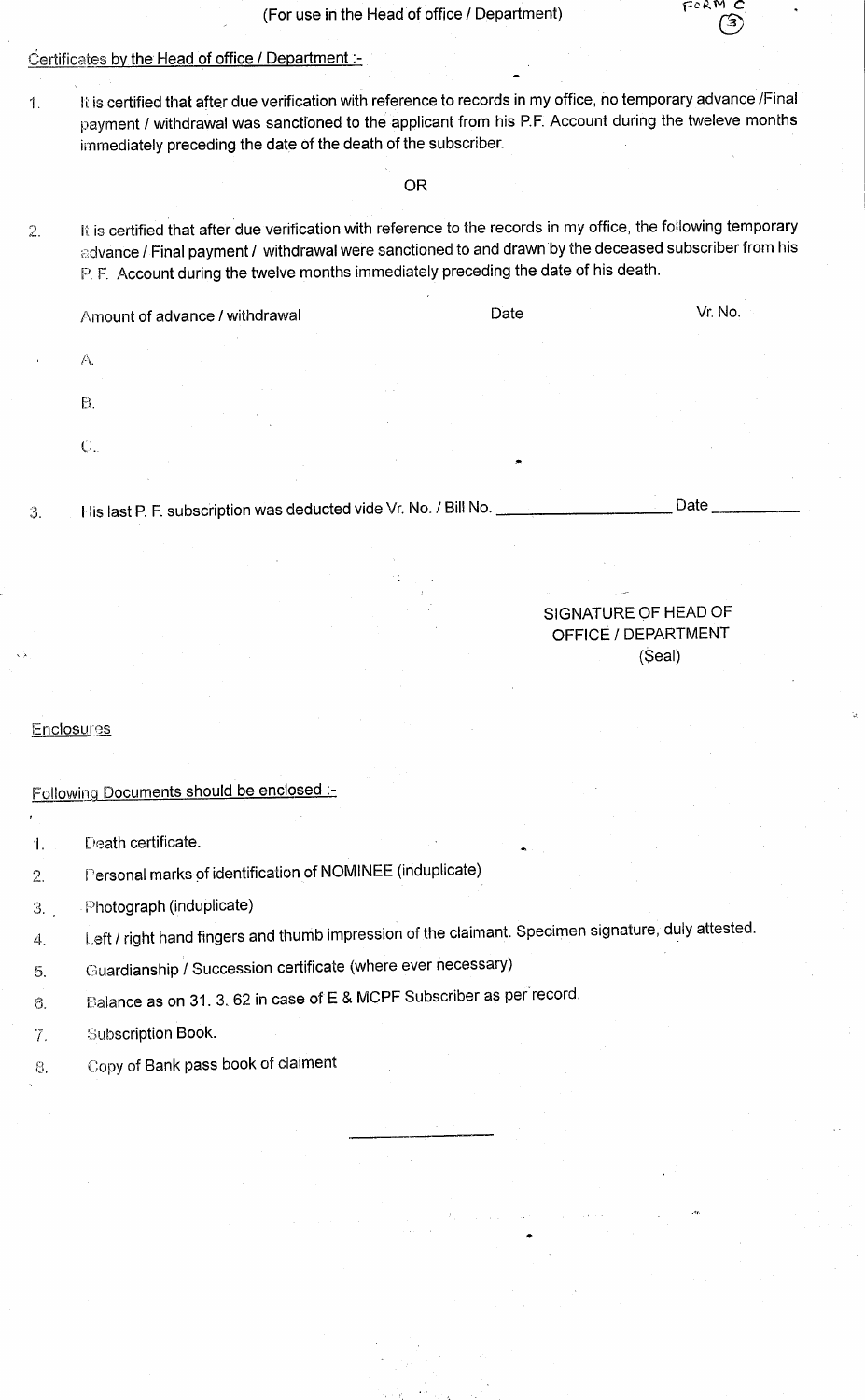(For use in the Head of office / Department)

FORM C (3)

Certificates by the Head of office / Department :-

1. It is certified that after due verification with reference to records in my office, no temporary advance /Final payment / withdrawal was sanctioned to the applicant from his P.F. Account during the tweleve months immediately preceding the date of the death of the subscriber.

OR

2. It is certified that after due verification with reference to the records in my office, the following temporary advance / Final payment / withdrawal were sanctioned to and drawn by the deceased subscriber from his P. F. Account during the twelve months immediately preceding the date of his death.

| Amount of advance / withdrawal | Date | Vr. No. |
|---|---|---|
| A. | | |
| B. | | |
| C. | | |

3. His last P. F. subscription was deducted vide Vr. No. / Bill No. ____________________ Date __________

SIGNATURE OF HEAD OF
OFFICE / DEPARTMENT
(Seal)

Enclosures

Following Documents should be enclosed :-

1. Death certificate.
2. Personal marks of identification of NOMINEE (induplicate)
3. Photograph (induplicate)
4. Left / right hand fingers and thumb impression of the claimant. Specimen signature, duly attested.
5. Guardianship / Succession certificate (where ever necessary)
6. Balance as on 31. 3. 62 in case of E & MCPF Subscriber as per record.
7. Subscription Book.
8. Copy of Bank pass book of claiment